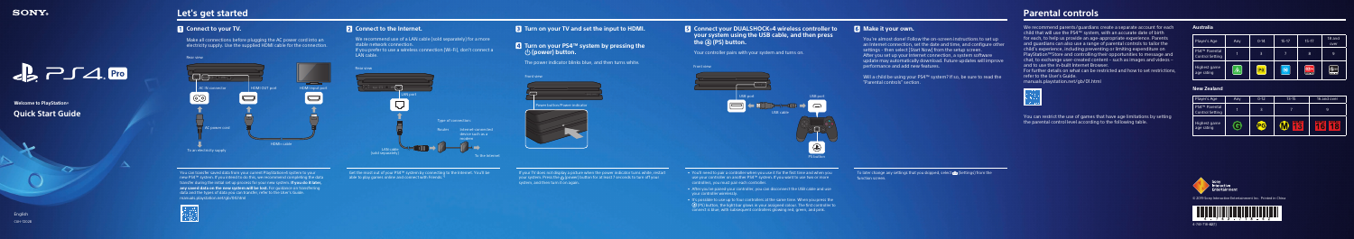SONY

PS4 Pro

Welcome to PlayStation®

Quick Start Guide

English
CUH-7202B

# Let's get started

## 1 Connect to your TV.

Make all connections before plugging the AC power cord into an electricity supply. Use the supplied HDMI cable for the connection.

Rear view

AC IN connector

HDMI OUT port

HDMI input port

AC power cord

HDMI cable

To an electricity supply

You can transfer saved data from your current PlayStation®4 system to your new PS4™ system. If you intend to do this, we recommend completing the data transfer during the initial set-up process for your new system. **If you do it later, any saved data on the new system will be lost.** For guidance on transferring data and the types of data you can transfer, refer to the User's Guide.
manuals.playstation.net/gb/04.html

## 2 Connect to the Internet.

We recommend use of a LAN cable (sold separately) for a more stable network connection.
If you prefer to use a wireless connection (Wi-Fi), don't connect a LAN cable.

Rear view

LAN port

Type of connection

Router

Internet-connected device such as a modem

LAN cable (sold separately)

To the Internet

Get the most out of your PS4™ system by connecting to the Internet. You'll be able to play games online and connect with friends.*1

## 3 Turn on your TV and set the input to HDMI.

## 4 Turn on your PS4™ system by pressing the ⏻ (power) button.

The power indicator blinks blue, and then turns white.

Front view

Power button/Power indicator

If your TV does not display a picture when the power indicator turns white, restart your system. Press the ⏻ (power) button for at least 7 seconds to turn off your system, and then turn it on again.

## 5 Connect your DUALSHOCK®4 wireless controller to your system using the USB cable, and then press the (PS) button.

Your controller pairs with your system and turns on.

Front view

USB port

USB port

USB cable

PS button

- You'll need to pair a controller when you use it for the first time and when you use your controller on another PS4™ system. If you want to use two or more controllers, you must pair each controller.
- After you've paired your controller, you can disconnect the USB cable and use your controller wirelessly.
- It's possible to use up to four controllers at the same time. When you press the (PS) button, the light bar glows in your assigned colour. The first controller to connect is blue, with subsequent controllers glowing red, green, and pink.

## 6 Make it your own.

You're almost done! Follow the on-screen instructions to set up an Internet connection, set the date and time, and configure other settings – then select [Start Now] from the setup screen.
After you set up your Internet connection, a system software update may automatically download. Future updates will improve performance and add new features.

Will a child be using your PS4™ system? If so, be sure to read the "Parental controls" section.

To later change any settings that you skipped, select (Settings) from the function screen.

# Parental controls

We recommend parents/guardians create a separate account for each child that will use the PS4™ system, with an accurate date of birth for each, to help us provide an age-appropriate experience. Parents and guardians can also use a range of parental controls to tailor the child's experience, including preventing or limiting expenditure on PlayStation™Store and controlling their opportunities to message and chat, to exchange user-created content – such as images and videos – and to use the in-built Internet Browser.
For further details on what can be restricted and how to set restrictions, refer to the User's Guide.
manuals.playstation.net/gb/01.html

You can restrict the use of games that have age limitations by setting the parental control level according to the following table.

### Australia

| Player's Age | Any | 0-14 | 15-17 | 15-17 | 18 and over |
|---|---|---|---|---|---|
| PS4™ Parental Control Setting | 1 | 3 | 7 | 8 | 9 |
| Highest game age rating | G | PG | M | MA15+ | R18+ |

### New Zealand

| Player's Age | Any | 0-12 | 13-15 | 16 and over |
|---|---|---|---|---|
| PS4™ Parental Control Setting | 1 | 3 | 7 | 9 |
| Highest game age rating | G | PG | M / R13 | R16 / R18 |

© 2019 Sony Interactive Entertainment Inc. Printed in China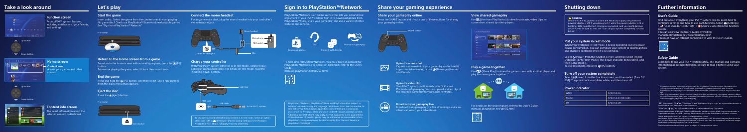## Take a look around

### Function screen

Access PS4™ system features, including notifications, your Friends, and settings.

Up button

Down button

### Home screen

**Content area**

Access your games and other content.

Up button

Down button

### Content info screen

The latest information about the selected content is displayed.

## Let's play

### Start the game

Insert a disc. Select the game from the content area to start playing. No game disc? Check out PlayStation™Store for downloadable games. See "Sign in to PlayStation™Network".

Front view

### Return to the home screen from a game

To return to the home screen without exiting a game, press the (PS) button.

To resume playing the game, select it from the content area.

### End the game

Press and hold the (PS) button, and then select [Close Application] from the quick menu that appears.

### Eject the disc

Press the (eject) button.

Front view

Eject button

### Connect the mono headset

For in-game voice chat, plug the mono headset into your controller's stereo headset jack.

Mono headset

Microphone

MIC switch

Stereo headset jack

Clip

### Charge your controller

With your PS4™ system either on or in rest mode, connect your controller using a USB cable. For details on rest mode, read the "Shutting down" section.

Light bar

USB port

USB cable

To the PS4™ system

To charge your controller while your system is in rest mode, select an option other than [Off] in (Settings) > [Power Saving Settings] > [Set Features Available in Rest Mode] > [Supply Power to USB Ports].

## Sign in to PlayStation™Network

PlayStation™Network is an online service that lets you expand your enjoyment of your PS4™ system. Sign in to download games from PlayStation™Store, share your gameplay, and use a variety of other features and services.

Download games

Chat

Connect with Friends

Share your gameplay

To sign in to PlayStation™Network, you must have an account for PlayStation™Network. For details on signing in, refer to the User's Guide.

manuals.playstation.net/gb/03.html

PlayStation™Network, PlayStation™Store and PlayStation™Plus subject to terms of use and country and language restrictions. Users are responsible for Internet service fees. Charges apply for some content and/or services. Users must be 7 years or older and users under 18 require parental consent. Additional age restrictions may apply. Service availability is not guaranteed. Online features of specific games may be withdrawn on reasonable notice – playstation.com/gameservers. Full terms apply: PSN Terms of Service at playstation.com/legal.

## Share your gaming experience

### Share your gameplay online

Press the SHARE button and choose one of these five options for sharing your gameplay online.

SHARE button

**Upload a screenshot**

Capture a screenshot of your gameplay and upload it to your social networks, or use (Messages) to send it to Friends.

**Upload a video clip**

Your PS4™ system continuously records the last 15 minutes of gameplay. You can upload a video clip of the recorded gameplay to your social networks.

**Broadcast your gameplay live**

Broadcast your gameplay to a live streaming service so others can watch your adventures.

### View shared gameplay

Use (Live from PlayStation) to view broadcasts, video clips, or screenshots shared by other players.

### Play a game together

Use (Share Play) to share the game screen with another player and play the same game together.*

For details on the share feature, refer to the User's Guide.

manuals.playstation.net/gb/02.html

## Shutting down

**Caution**

Disconnect the AC power cord from the electricity supply only when the power indicator is off. If you disconnect it while the power indicator is lit or blinking, data might be lost or become corrupted, and you might damage your system. Be sure to read the "Turn off your system completely" section below.

### Put your system in rest mode

When your system is in rest mode, it keeps operating, but at a lower power consumption. You can configure your system to download files and charge a controller while it's in rest mode.

Select (Power) from the function screen, and then select [Power Options] > [Enter Rest Mode]. The power indicator blinks white, and then turns orange.

To exit rest mode, press the (PS) button.

### Turn off your system completely

Select (Power) from the function screen, and then select [Turn Off PS4]. The power indicator blinks white, and then turns off.

### Power indicator

| | |
|---|---|
| White | System is on. |
| Orange | System is in rest mode. |
| Off | System is off. |

## Further information

### User's Guide

Find out about everything your PS4™ system can do. Learn how to configure settings and how to use each feature. Select (Settings) > (User's Guide/Helpful Info) > (User's Guide) from the function screen.

You can also view the User's Guide by visiting:

manuals.playstation.net/document/gb/ps4/

You must have an Internet connection to view the User's Guide.

### Safety Guide

Learn how to use your PS4™ system safely. This manual also contains information about specifications. Be sure to read it before using your system.

* PlayStation®Plus online multiplayer requires paid for PlayStation®Plus subscription. PlayStation®Plus subscription only available to holders of an account for PlayStation™Network with access to PlayStation™Store and broadband Internet. PlayStation®Plus content and services vary by subscriber age.

Share Play: Unlimited 60 minute sessions. PlayStation®Plus membership, high-speed Internet (2 Mbps upload recommended), PS4™ and account for PlayStation™Network required. Country, game and other restrictions apply. playstation.com/shareplay

"PlayStation", "PS4", "DUALSHOCK" and "PlayStation Shapes Logo" are registered trademarks or trademarks of Sony Interactive Entertainment Inc.

"SONY" and "make.believe" are registered trademarks or trademarks of Sony Corporation.

The terms HDMI and HDMI High-Definition Multimedia Interface, and the HDMI Logo are trademarks or registered trademarks of HDMI Licensing Administrator, Inc. in the United States and other countries.

Design and specifications are subject to change without notice.

Information about system functionality and images published in this document may vary from those for your system, depending on the system software version in use. Also, the illustrations and screen images used in this guide may vary from the actual product.

The information contained in this guide is subject to change without notice.